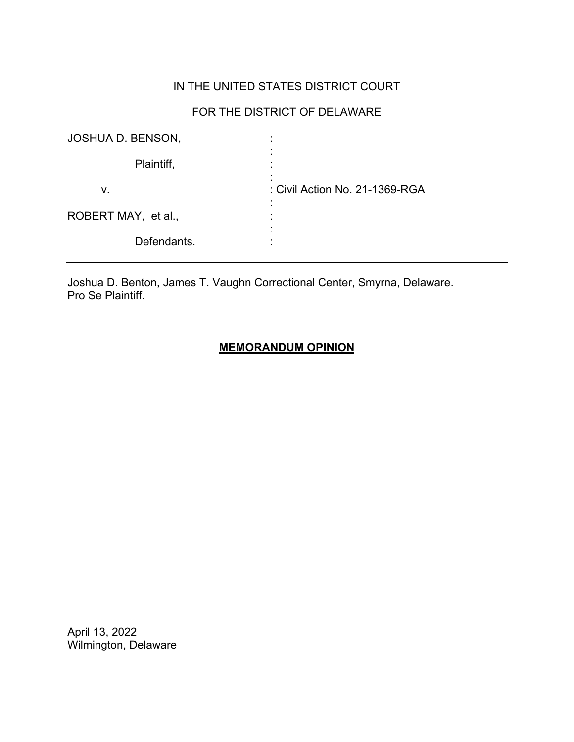IN THE UNITED STATES DISTRICT COURT

FOR THE DISTRICT OF DELAWARE

| | | |
|---|---|---|
| JOSHUA D. BENSON, | : | |
| Plaintiff, | : | |
| v. | : | Civil Action No. 21-1369-RGA |
| ROBERT MAY, et al., | : | |
| Defendants. | : | |

---

Joshua D. Benton, James T. Vaughn Correctional Center, Smyrna, Delaware.
Pro Se Plaintiff.

**MEMORANDUM OPINION**

April 13, 2022
Wilmington, Delaware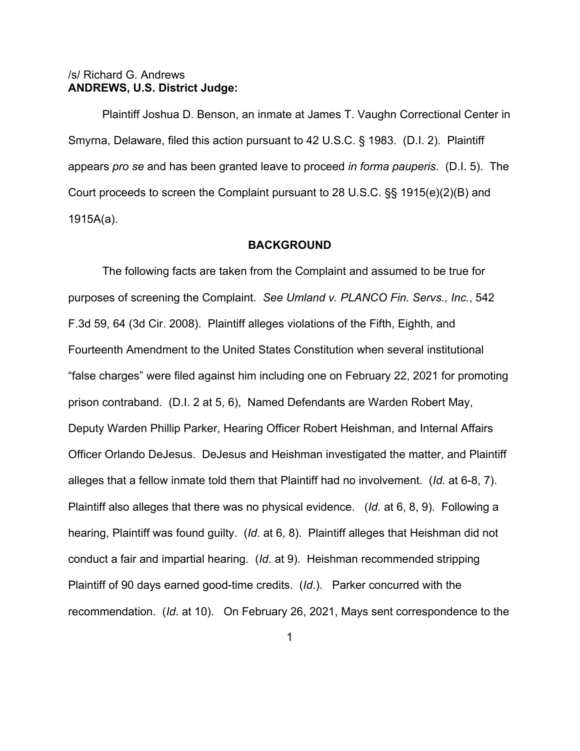/s/ Richard G. Andrews
**ANDREWS, U.S. District Judge:**

Plaintiff Joshua D. Benson, an inmate at James T. Vaughn Correctional Center in Smyrna, Delaware, filed this action pursuant to 42 U.S.C. § 1983. (D.I. 2). Plaintiff appears *pro se* and has been granted leave to proceed *in forma pauperis.* (D.I. 5). The Court proceeds to screen the Complaint pursuant to 28 U.S.C. §§ 1915(e)(2)(B) and 1915A(a).

**BACKGROUND**

The following facts are taken from the Complaint and assumed to be true for purposes of screening the Complaint. *See Umland v. PLANCO Fin. Servs., Inc.*, 542 F.3d 59, 64 (3d Cir. 2008). Plaintiff alleges violations of the Fifth, Eighth, and Fourteenth Amendment to the United States Constitution when several institutional "false charges" were filed against him including one on February 22, 2021 for promoting prison contraband. (D.I. 2 at 5, 6), Named Defendants are Warden Robert May, Deputy Warden Phillip Parker, Hearing Officer Robert Heishman, and Internal Affairs Officer Orlando DeJesus. DeJesus and Heishman investigated the matter, and Plaintiff alleges that a fellow inmate told them that Plaintiff had no involvement. (*Id.* at 6-8, 7). Plaintiff also alleges that there was no physical evidence. (*Id.* at 6, 8, 9). Following a hearing, Plaintiff was found guilty. (*Id*. at 6, 8). Plaintiff alleges that Heishman did not conduct a fair and impartial hearing. (*Id*. at 9). Heishman recommended stripping Plaintiff of 90 days earned good-time credits. (*Id*.). Parker concurred with the recommendation. (*Id*. at 10). On February 26, 2021, Mays sent correspondence to the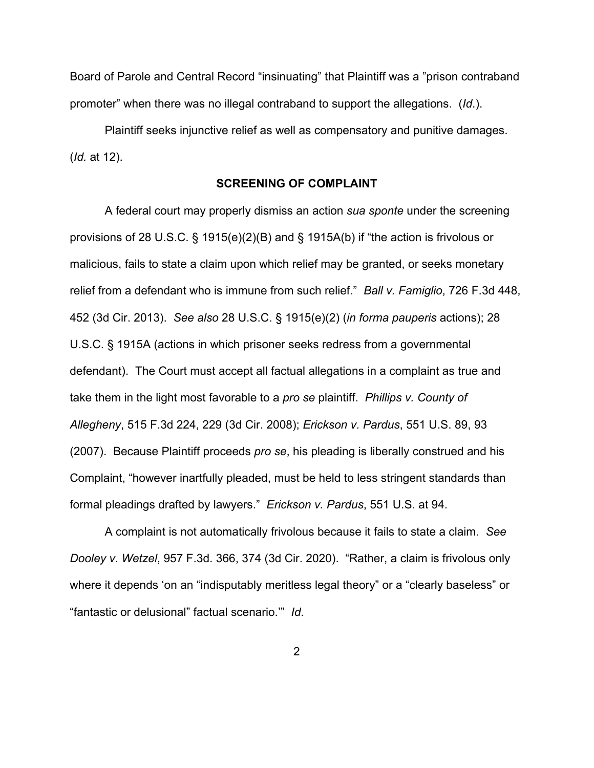Board of Parole and Central Record "insinuating" that Plaintiff was a "prison contraband promoter" when there was no illegal contraband to support the allegations. (*Id.*).

Plaintiff seeks injunctive relief as well as compensatory and punitive damages. (*Id.* at 12).

## SCREENING OF COMPLAINT

A federal court may properly dismiss an action *sua sponte* under the screening provisions of 28 U.S.C. § 1915(e)(2)(B) and § 1915A(b) if "the action is frivolous or malicious, fails to state a claim upon which relief may be granted, or seeks monetary relief from a defendant who is immune from such relief." *Ball v. Famiglio*, 726 F.3d 448, 452 (3d Cir. 2013). *See also* 28 U.S.C. § 1915(e)(2) (*in forma pauperis* actions); 28 U.S.C. § 1915A (actions in which prisoner seeks redress from a governmental defendant). The Court must accept all factual allegations in a complaint as true and take them in the light most favorable to a *pro se* plaintiff. *Phillips v. County of Allegheny*, 515 F.3d 224, 229 (3d Cir. 2008); *Erickson v. Pardus*, 551 U.S. 89, 93 (2007). Because Plaintiff proceeds *pro se*, his pleading is liberally construed and his Complaint, "however inartfully pleaded, must be held to less stringent standards than formal pleadings drafted by lawyers." *Erickson v. Pardus*, 551 U.S. at 94.

A complaint is not automatically frivolous because it fails to state a claim. *See Dooley v. Wetzel*, 957 F.3d. 366, 374 (3d Cir. 2020). "Rather, a claim is frivolous only where it depends 'on an "indisputably meritless legal theory" or a "clearly baseless" or "fantastic or delusional" factual scenario.'" *Id*.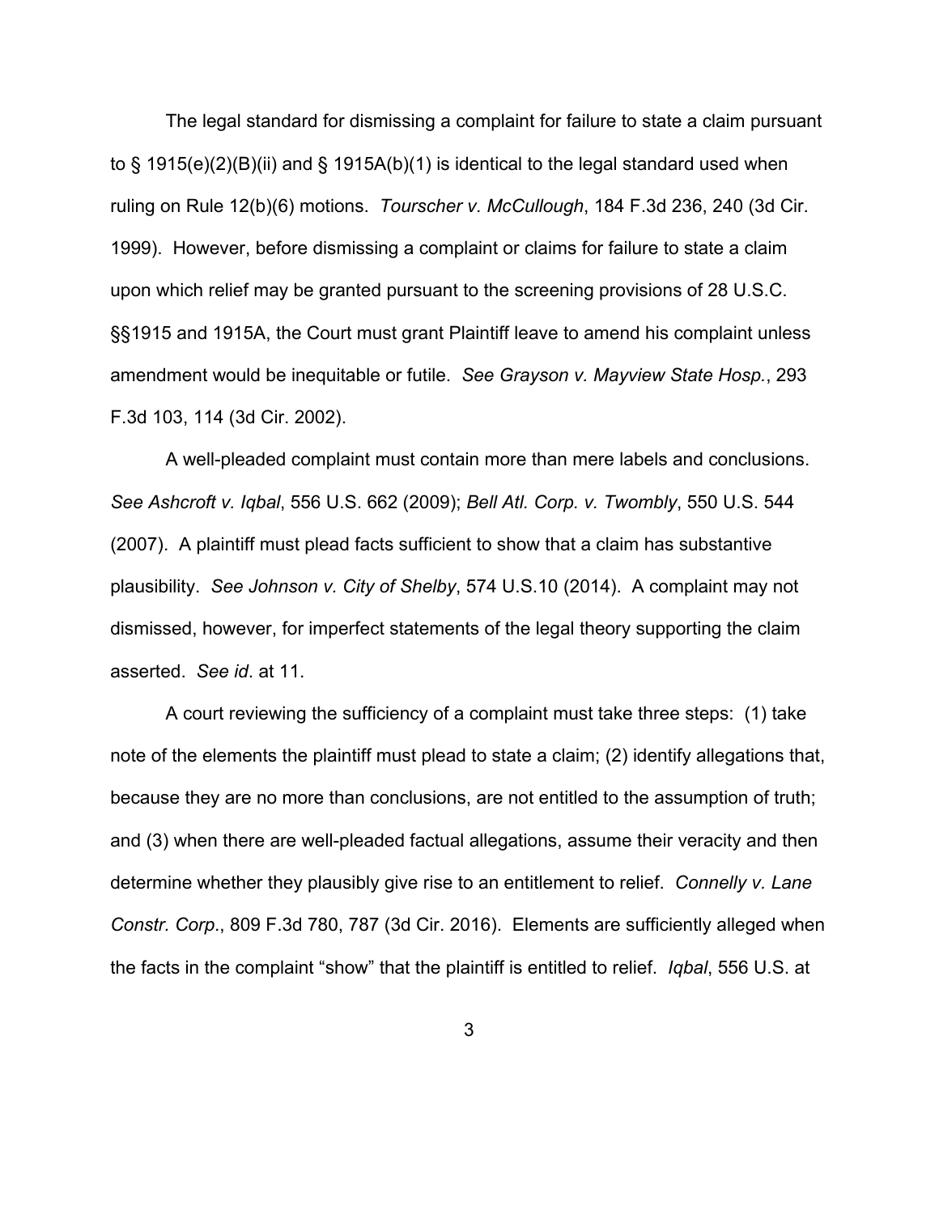The legal standard for dismissing a complaint for failure to state a claim pursuant to § 1915(e)(2)(B)(ii) and § 1915A(b)(1) is identical to the legal standard used when ruling on Rule 12(b)(6) motions. *Tourscher v. McCullough*, 184 F.3d 236, 240 (3d Cir. 1999). However, before dismissing a complaint or claims for failure to state a claim upon which relief may be granted pursuant to the screening provisions of 28 U.S.C. §§1915 and 1915A, the Court must grant Plaintiff leave to amend his complaint unless amendment would be inequitable or futile. *See Grayson v. Mayview State Hosp.*, 293 F.3d 103, 114 (3d Cir. 2002).

A well-pleaded complaint must contain more than mere labels and conclusions. *See Ashcroft v. Iqbal*, 556 U.S. 662 (2009); *Bell Atl. Corp. v. Twombly*, 550 U.S. 544 (2007). A plaintiff must plead facts sufficient to show that a claim has substantive plausibility. *See Johnson v. City of Shelby*, 574 U.S.10 (2014). A complaint may not dismissed, however, for imperfect statements of the legal theory supporting the claim asserted. *See id*. at 11.

A court reviewing the sufficiency of a complaint must take three steps: (1) take note of the elements the plaintiff must plead to state a claim; (2) identify allegations that, because they are no more than conclusions, are not entitled to the assumption of truth; and (3) when there are well-pleaded factual allegations, assume their veracity and then determine whether they plausibly give rise to an entitlement to relief. *Connelly v. Lane Constr. Corp.*, 809 F.3d 780, 787 (3d Cir. 2016). Elements are sufficiently alleged when the facts in the complaint "show" that the plaintiff is entitled to relief. *Iqbal*, 556 U.S. at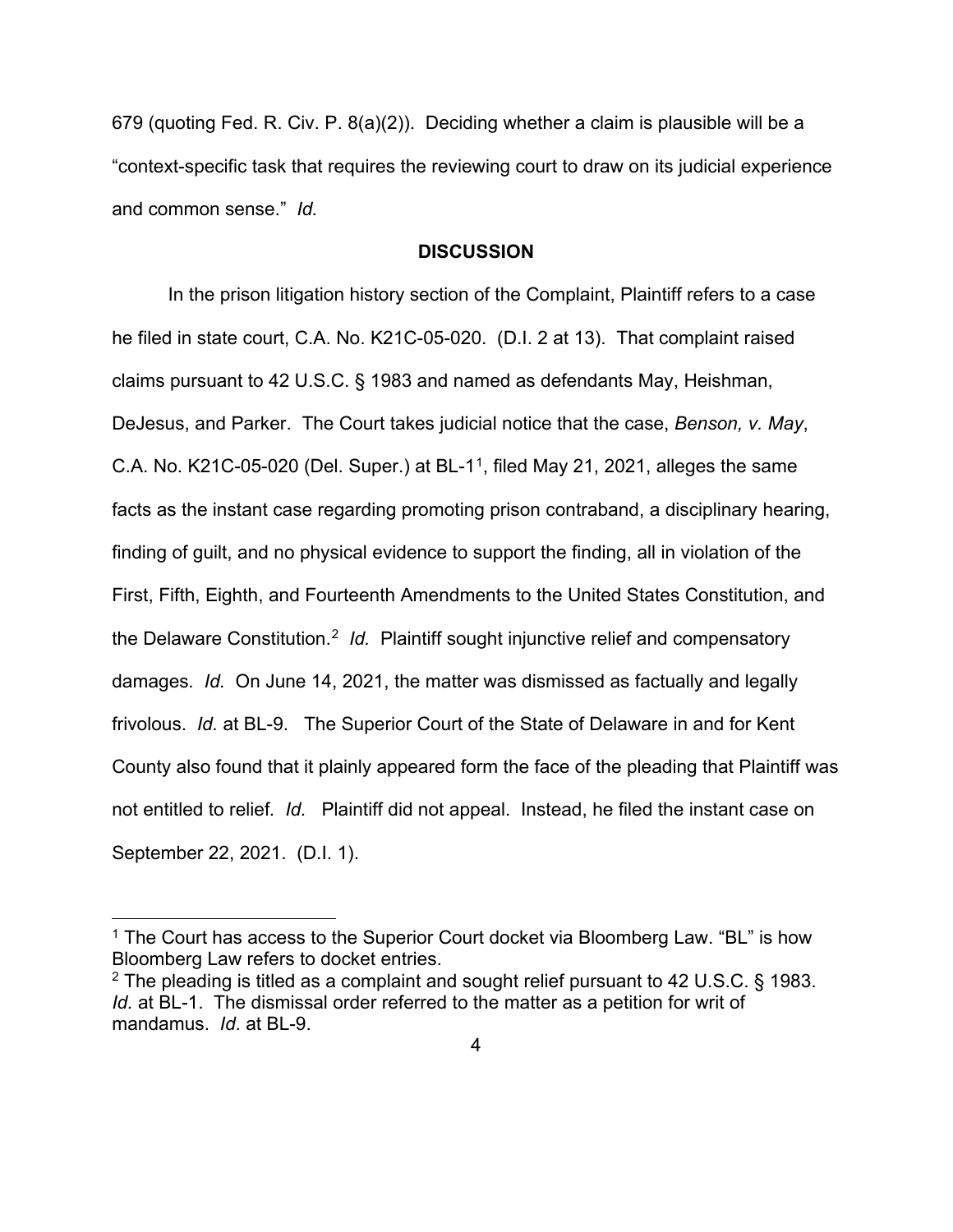679 (quoting Fed. R. Civ. P. 8(a)(2)). Deciding whether a claim is plausible will be a "context-specific task that requires the reviewing court to draw on its judicial experience and common sense." *Id.*

## DISCUSSION

In the prison litigation history section of the Complaint, Plaintiff refers to a case he filed in state court, C.A. No. K21C-05-020. (D.I. 2 at 13). That complaint raised claims pursuant to 42 U.S.C. § 1983 and named as defendants May, Heishman, DeJesus, and Parker. The Court takes judicial notice that the case, *Benson, v. May*, C.A. No. K21C-05-020 (Del. Super.) at BL-1[1], filed May 21, 2021, alleges the same facts as the instant case regarding promoting prison contraband, a disciplinary hearing, finding of guilt, and no physical evidence to support the finding, all in violation of the First, Fifth, Eighth, and Fourteenth Amendments to the United States Constitution, and the Delaware Constitution.[2] *Id.* Plaintiff sought injunctive relief and compensatory damages. *Id.* On June 14, 2021, the matter was dismissed as factually and legally frivolous. *Id.* at BL-9. The Superior Court of the State of Delaware in and for Kent County also found that it plainly appeared form the face of the pleading that Plaintiff was not entitled to relief. *Id.* Plaintiff did not appeal. Instead, he filed the instant case on September 22, 2021. (D.I. 1).

---

[1] The Court has access to the Superior Court docket via Bloomberg Law. "BL" is how Bloomberg Law refers to docket entries.

[2] The pleading is titled as a complaint and sought relief pursuant to 42 U.S.C. § 1983. *Id.* at BL-1. The dismissal order referred to the matter as a petition for writ of mandamus. *Id*. at BL-9.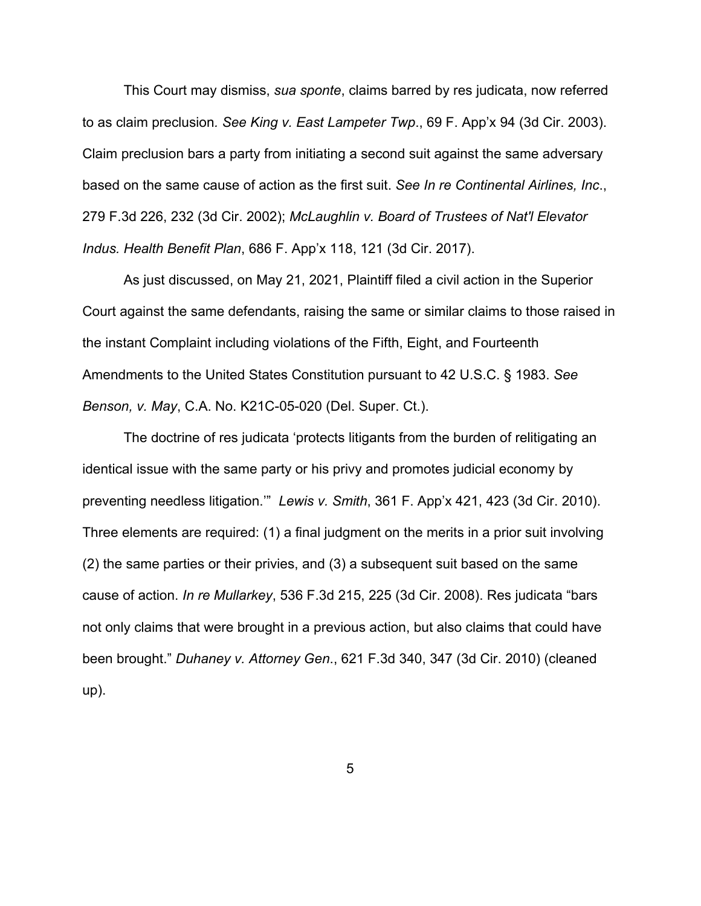This Court may dismiss, *sua sponte*, claims barred by res judicata, now referred to as claim preclusion. *See King v. East Lampeter Twp*., 69 F. App'x 94 (3d Cir. 2003). Claim preclusion bars a party from initiating a second suit against the same adversary based on the same cause of action as the first suit. *See In re Continental Airlines, Inc*., 279 F.3d 226, 232 (3d Cir. 2002); *McLaughlin v. Board of Trustees of Nat'l Elevator Indus. Health Benefit Plan*, 686 F. App'x 118, 121 (3d Cir. 2017).

As just discussed, on May 21, 2021, Plaintiff filed a civil action in the Superior Court against the same defendants, raising the same or similar claims to those raised in the instant Complaint including violations of the Fifth, Eight, and Fourteenth Amendments to the United States Constitution pursuant to 42 U.S.C. § 1983. *See Benson, v. May*, C.A. No. K21C-05-020 (Del. Super. Ct.).

The doctrine of res judicata 'protects litigants from the burden of relitigating an identical issue with the same party or his privy and promotes judicial economy by preventing needless litigation.'" *Lewis v. Smith*, 361 F. App'x 421, 423 (3d Cir. 2010). Three elements are required: (1) a final judgment on the merits in a prior suit involving (2) the same parties or their privies, and (3) a subsequent suit based on the same cause of action. *In re Mullarkey*, 536 F.3d 215, 225 (3d Cir. 2008). Res judicata "bars not only claims that were brought in a previous action, but also claims that could have been brought." *Duhaney v. Attorney Gen*., 621 F.3d 340, 347 (3d Cir. 2010) (cleaned up).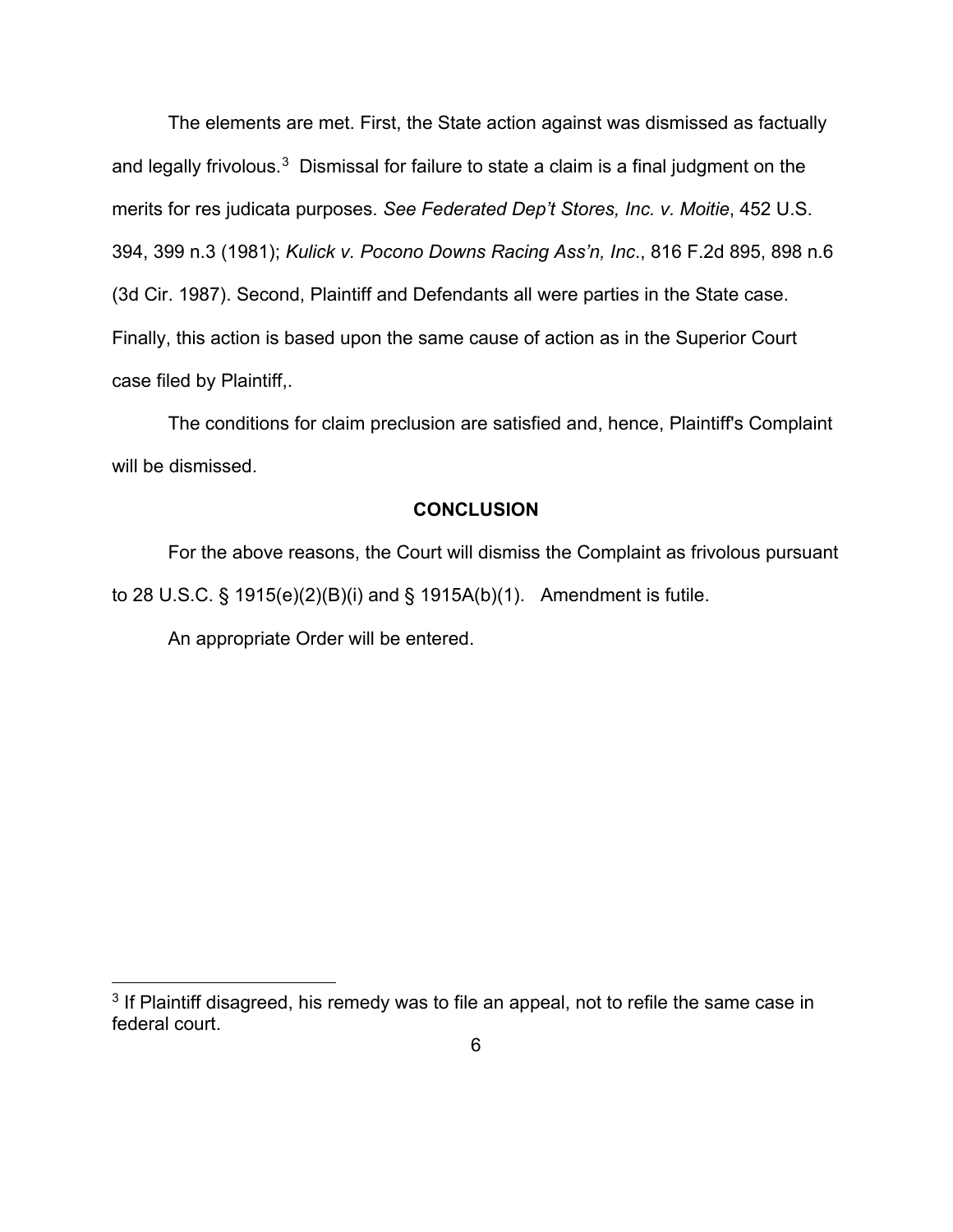The elements are met. First, the State action against was dismissed as factually and legally frivolous.[3] Dismissal for failure to state a claim is a final judgment on the merits for res judicata purposes. *See Federated Dep't Stores, Inc. v. Moitie*, 452 U.S. 394, 399 n.3 (1981); *Kulick v. Pocono Downs Racing Ass'n, Inc*., 816 F.2d 895, 898 n.6 (3d Cir. 1987). Second, Plaintiff and Defendants all were parties in the State case. Finally, this action is based upon the same cause of action as in the Superior Court case filed by Plaintiff,.

The conditions for claim preclusion are satisfied and, hence, Plaintiff's Complaint will be dismissed.

**CONCLUSION**

For the above reasons, the Court will dismiss the Complaint as frivolous pursuant to 28 U.S.C. § 1915(e)(2)(B)(i) and § 1915A(b)(1). Amendment is futile.

An appropriate Order will be entered.

---

[3] If Plaintiff disagreed, his remedy was to file an appeal, not to refile the same case in federal court.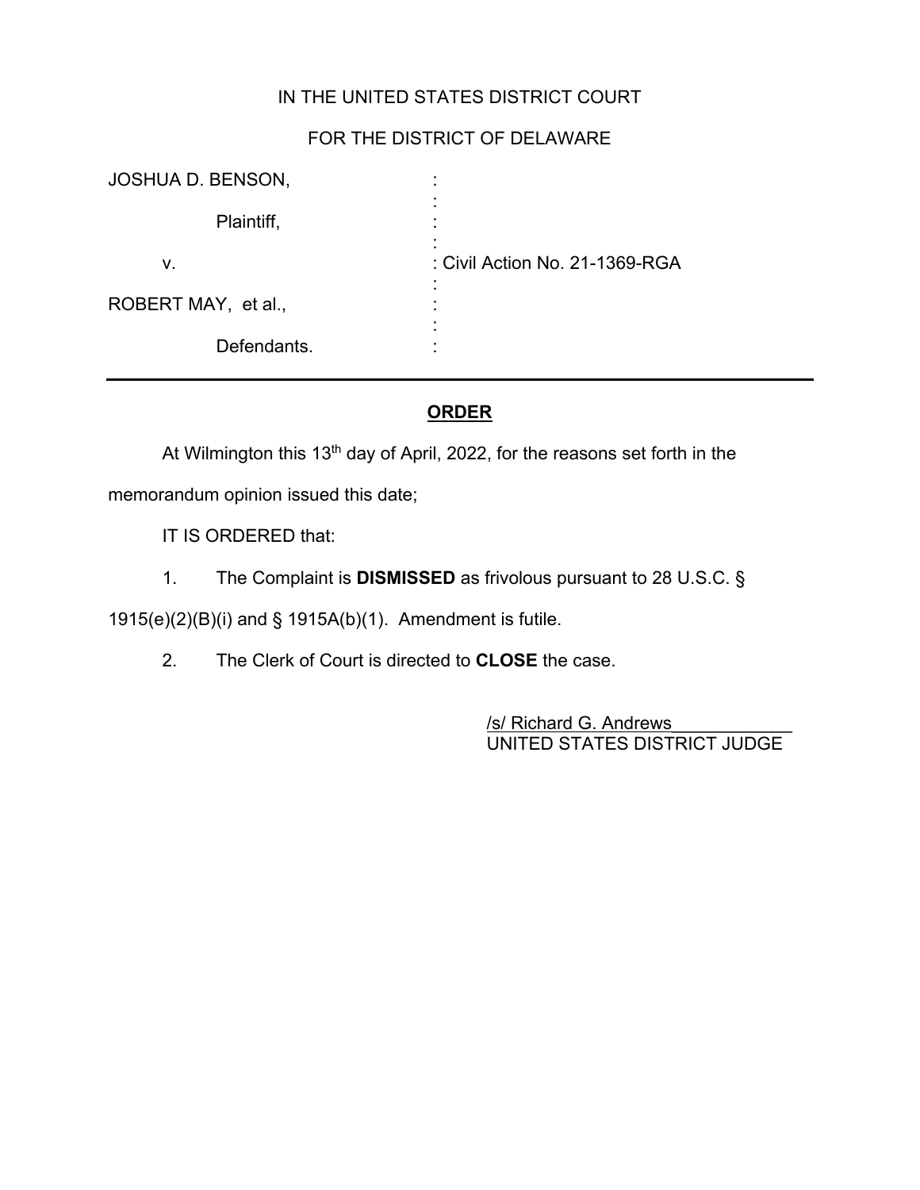IN THE UNITED STATES DISTRICT COURT

FOR THE DISTRICT OF DELAWARE

| | | |
|---|---|---|
| JOSHUA D. BENSON, | : | |
| Plaintiff, | : | |
| v. | : | Civil Action No. 21-1369-RGA |
| ROBERT MAY, et al., | : | |
| Defendants. | : | |

## ORDER

At Wilmington this 13th day of April, 2022, for the reasons set forth in the memorandum opinion issued this date;

IT IS ORDERED that:

1. The Complaint is **DISMISSED** as frivolous pursuant to 28 U.S.C. § 1915(e)(2)(B)(i) and § 1915A(b)(1). Amendment is futile.

2. The Clerk of Court is directed to **CLOSE** the case.

/s/ Richard G. Andrews
UNITED STATES DISTRICT JUDGE